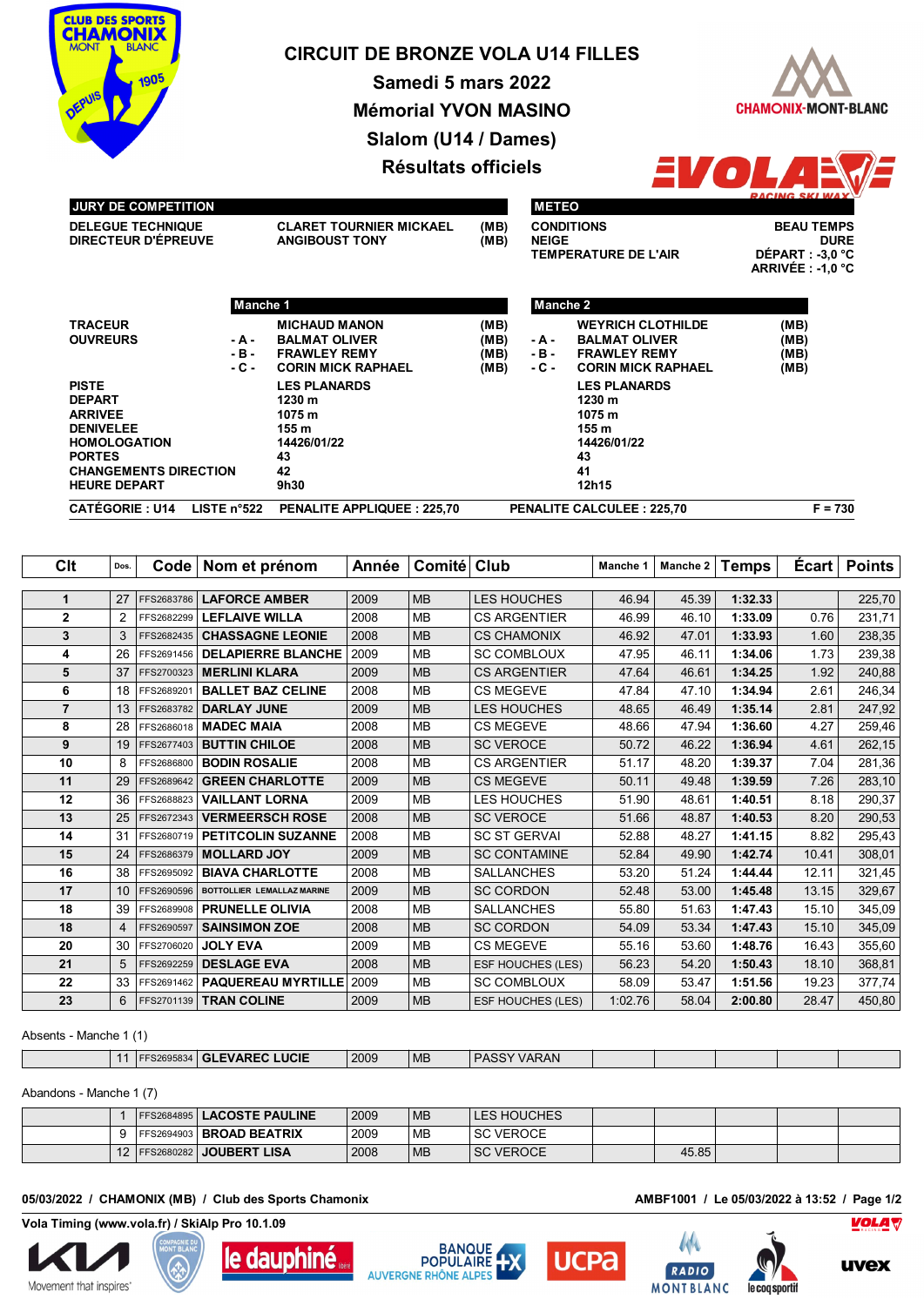# CIRCUIT DE BRONZE VOLA U14 FILLES

## Samedi 5 mars 2022

## Mémorial YVON MASINO

## Slalom (U14 / Dames)

## Résultats officiels

**JURY DE COMPETITION**

| | | |
|---|---|---|
| DELEGUE TECHNIQUE | CLARET TOURNIER MICKAEL | (MB) |
| DIRECTEUR D'ÉPREUVE | ANGIBOUST TONY | (MB) |

**METEO**

| | |
|---|---|
| CONDITIONS | BEAU TEMPS |
| NEIGE | DURE |
| TEMPERATURE DE L'AIR | DÉPART : -3,0 °C |
| | ARRIVÉE : -1,0 °C |

| | Manche 1 | | Manche 2 | |
|---|---|---|---|---|
| TRACEUR | MICHAUD MANON | (MB) | WEYRICH CLOTHILDE | (MB) |
| OUVREURS | - A - BALMAT OLIVER | (MB) | - A - BALMAT OLIVER | (MB) |
| | - B - FRAWLEY REMY | (MB) | - B - FRAWLEY REMY | (MB) |
| | - C - CORIN MICK RAPHAEL | (MB) | - C - CORIN MICK RAPHAEL | (MB) |
| PISTE | LES PLANARDS | | LES PLANARDS | |
| DEPART | 1230 m | | 1230 m | |
| ARRIVEE | 1075 m | | 1075 m | |
| DENIVELEE | 155 m | | 155 m | |
| HOMOLOGATION | 14426/01/22 | | 14426/01/22 | |
| PORTES | 43 | | 43 | |
| CHANGEMENTS DIRECTION | 42 | | 41 | |
| HEURE DEPART | 9h30 | | 12h15 | |

CATÉGORIE : U14 LISTE n°522 PENALITE APPLIQUEE : 225,70 PENALITE CALCULEE : 225,70 F = 730

| Clt | Dos. | Code | Nom et prénom | Année | Comité | Club | Manche 1 | Manche 2 | Temps | Écart | Points |
|---|---|---|---|---|---|---|---|---|---|---|---|
| 1 | 27 | FFS2683786 | LAFORCE AMBER | 2009 | MB | LES HOUCHES | 46.94 | 45.39 | 1:32.33 | | 225,70 |
| 2 | 2 | FFS2682299 | LEFLAIVE WILLA | 2008 | MB | CS ARGENTIER | 46.99 | 46.10 | 1:33.09 | 0.76 | 231,71 |
| 3 | 3 | FFS2682435 | CHASSAGNE LEONIE | 2008 | MB | CS CHAMONIX | 46.92 | 47.01 | 1:33.93 | 1.60 | 238,35 |
| 4 | 26 | FFS2691456 | DELAPIERRE BLANCHE | 2009 | MB | SC COMBLOUX | 47.95 | 46.11 | 1:34.06 | 1.73 | 239,38 |
| 5 | 37 | FFS2700323 | MERLINI KLARA | 2009 | MB | CS ARGENTIER | 47.64 | 46.61 | 1:34.25 | 1.92 | 240,88 |
| 6 | 18 | FFS2689201 | BALLET BAZ CELINE | 2008 | MB | CS MEGEVE | 47.84 | 47.10 | 1:34.94 | 2.61 | 246,34 |
| 7 | 13 | FFS2683782 | DARLAY JUNE | 2009 | MB | LES HOUCHES | 48.65 | 46.49 | 1:35.14 | 2.81 | 247,92 |
| 8 | 28 | FFS2686018 | MADEC MAIA | 2008 | MB | CS MEGEVE | 48.66 | 47.94 | 1:36.60 | 4.27 | 259,46 |
| 9 | 19 | FFS2677403 | BUTTIN CHILOE | 2008 | MB | SC VEROCE | 50.72 | 46.22 | 1:36.94 | 4.61 | 262,15 |
| 10 | 8 | FFS2686800 | BODIN ROSALIE | 2008 | MB | CS ARGENTIER | 51.17 | 48.20 | 1:39.37 | 7.04 | 281,36 |
| 11 | 29 | FFS2689642 | GREEN CHARLOTTE | 2009 | MB | CS MEGEVE | 50.11 | 49.48 | 1:39.59 | 7.26 | 283,10 |
| 12 | 36 | FFS2688823 | VAILLANT LORNA | 2009 | MB | LES HOUCHES | 51.90 | 48.61 | 1:40.51 | 8.18 | 290,37 |
| 13 | 25 | FFS2672343 | VERMEERSCH ROSE | 2008 | MB | SC VEROCE | 51.66 | 48.87 | 1:40.53 | 8.20 | 290,53 |
| 14 | 31 | FFS2680719 | PETITCOLIN SUZANNE | 2008 | MB | SC ST GERVAI | 52.88 | 48.27 | 1:41.15 | 8.82 | 295,43 |
| 15 | 24 | FFS2686379 | MOLLARD JOY | 2009 | MB | SC CONTAMINE | 52.84 | 49.90 | 1:42.74 | 10.41 | 308,01 |
| 16 | 38 | FFS2695092 | BIAVA CHARLOTTE | 2008 | MB | SALLANCHES | 53.20 | 51.24 | 1:44.44 | 12.11 | 321,45 |
| 17 | 10 | FFS2690596 | BOTTOLLIER LEMALLAZ MARINE | 2009 | MB | SC CORDON | 52.48 | 53.00 | 1:45.48 | 13.15 | 329,67 |
| 18 | 39 | FFS2689908 | PRUNELLE OLIVIA | 2008 | MB | SALLANCHES | 55.80 | 51.63 | 1:47.43 | 15.10 | 345,09 |
| 18 | 4 | FFS2690597 | SAINSIMON ZOE | 2008 | MB | SC CORDON | 54.09 | 53.34 | 1:47.43 | 15.10 | 345,09 |
| 20 | 30 | FFS2706020 | JOLY EVA | 2009 | MB | CS MEGEVE | 55.16 | 53.60 | 1:48.76 | 16.43 | 355,60 |
| 21 | 5 | FFS2692259 | DESLAGE EVA | 2008 | MB | ESF HOUCHES (LES) | 56.23 | 54.20 | 1:50.43 | 18.10 | 368,81 |
| 22 | 33 | FFS2691462 | PAQUEREAU MYRTILLE | 2009 | MB | SC COMBLOUX | 58.09 | 53.47 | 1:51.56 | 19.23 | 377,74 |
| 23 | 6 | FFS2701139 | TRAN COLINE | 2009 | MB | ESF HOUCHES (LES) | 1:02.76 | 58.04 | 2:00.80 | 28.47 | 450,80 |

Absents - Manche 1 (1)

| Clt | Dos. | Code | Nom et prénom | Année | Comité | Club | Manche 1 | Manche 2 | Temps | Écart | Points |
|---|---|---|---|---|---|---|---|---|---|---|---|
| | 11 | FFS2695834 | GLEVAREC LUCIE | 2009 | MB | PASSY VARAN | | | | | |

Abandons - Manche 1 (7)

| Clt | Dos. | Code | Nom et prénom | Année | Comité | Club | Manche 1 | Manche 2 | Temps | Écart | Points |
|---|---|---|---|---|---|---|---|---|---|---|---|
| | 1 | FFS2684895 | LACOSTE PAULINE | 2009 | MB | LES HOUCHES | | | | | |
| | 9 | FFS2694903 | BROAD BEATRIX | 2009 | MB | SC VEROCE | | | | | |
| | 12 | FFS2680282 | JOUBERT LISA | 2008 | MB | SC VEROCE | | 45.85 | | | |

05/03/2022 / CHAMONIX (MB) / Club des Sports Chamonix AMBF1001 / Le 05/03/2022 à 13:52

Vola Timing (www.vola.fr) / SkiAlp Pro 10.1.09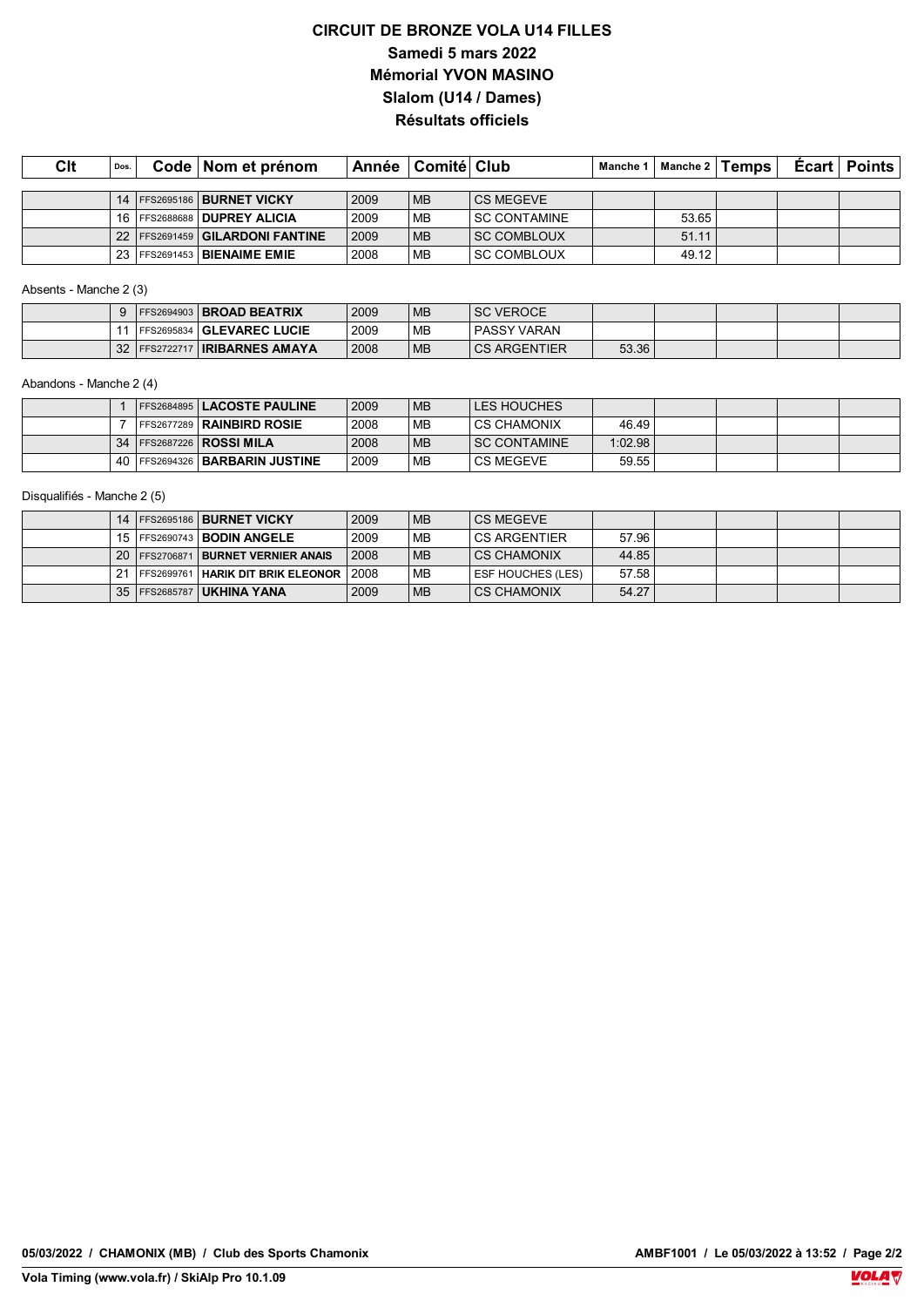# CIRCUIT DE BRONZE VOLA U14 FILLES
## Samedi 5 mars 2022
## Mémorial YVON MASINO
## Slalom (U14 / Dames)
## Résultats officiels

| Clt | Dos. | Code | Nom et prénom | Année | Comité | Club | Manche 1 | Manche 2 | Temps | Écart | Points |
|---|---|---|---|---|---|---|---|---|---|---|---|
| | 14 | FFS2695186 | **BURNET VICKY** | 2009 | MB | CS MEGEVE | | | | | |
| | 16 | FFS2688688 | **DUPREY ALICIA** | 2009 | MB | SC CONTAMINE | | 53.65 | | | |
| | 22 | FFS2691459 | **GILARDONI FANTINE** | 2009 | MB | SC COMBLOUX | | 51.11 | | | |
| | 23 | FFS2691453 | **BIENAIME EMIE** | 2008 | MB | SC COMBLOUX | | 49.12 | | | |

Absents - Manche 2 (3)

| Clt | Dos. | Code | Nom et prénom | Année | Comité | Club | Manche 1 | Manche 2 | Temps | Écart | Points |
|---|---|---|---|---|---|---|---|---|---|---|---|
| | 9 | FFS2694903 | **BROAD BEATRIX** | 2009 | MB | SC VEROCE | | | | | |
| | 11 | FFS2695834 | **GLEVAREC LUCIE** | 2009 | MB | PASSY VARAN | | | | | |
| | 32 | FFS2722717 | **IRIBARNES AMAYA** | 2008 | MB | CS ARGENTIER | 53.36 | | | | |

Abandons - Manche 2 (4)

| Clt | Dos. | Code | Nom et prénom | Année | Comité | Club | Manche 1 | Manche 2 | Temps | Écart | Points |
|---|---|---|---|---|---|---|---|---|---|---|---|
| | 1 | FFS2684895 | **LACOSTE PAULINE** | 2009 | MB | LES HOUCHES | | | | | |
| | 7 | FFS2677289 | **RAINBIRD ROSIE** | 2008 | MB | CS CHAMONIX | 46.49 | | | | |
| | 34 | FFS2687226 | **ROSSI MILA** | 2008 | MB | SC CONTAMINE | 1:02.98 | | | | |
| | 40 | FFS2694326 | **BARBARIN JUSTINE** | 2009 | MB | CS MEGEVE | 59.55 | | | | |

Disqualifiés - Manche 2 (5)

| Clt | Dos. | Code | Nom et prénom | Année | Comité | Club | Manche 1 | Manche 2 | Temps | Écart | Points |
|---|---|---|---|---|---|---|---|---|---|---|---|
| | 14 | FFS2695186 | **BURNET VICKY** | 2009 | MB | CS MEGEVE | | | | | |
| | 15 | FFS2690743 | **BODIN ANGELE** | 2009 | MB | CS ARGENTIER | 57.96 | | | | |
| | 20 | FFS2706871 | **BURNET VERNIER ANAIS** | 2008 | MB | CS CHAMONIX | 44.85 | | | | |
| | 21 | FFS2699761 | **HARIK DIT BRIK ELEONOR** | 2008 | MB | ESF HOUCHES (LES) | 57.58 | | | | |
| | 35 | FFS2685787 | **UKHINA YANA** | 2009 | MB | CS CHAMONIX | 54.27 | | | | |